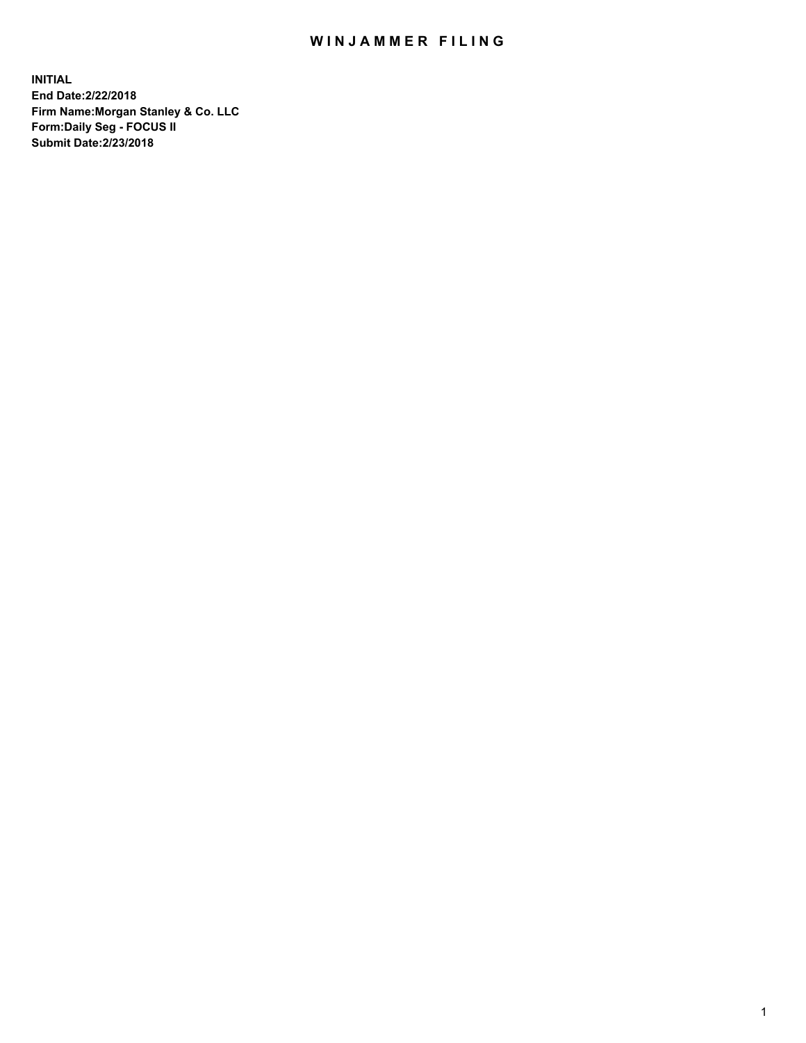# WINJAMMER FILING

**INITIAL**
**End Date:2/22/2018**
**Firm Name:Morgan Stanley & Co. LLC**
**Form:Daily Seg - FOCUS II**
**Submit Date:2/23/2018**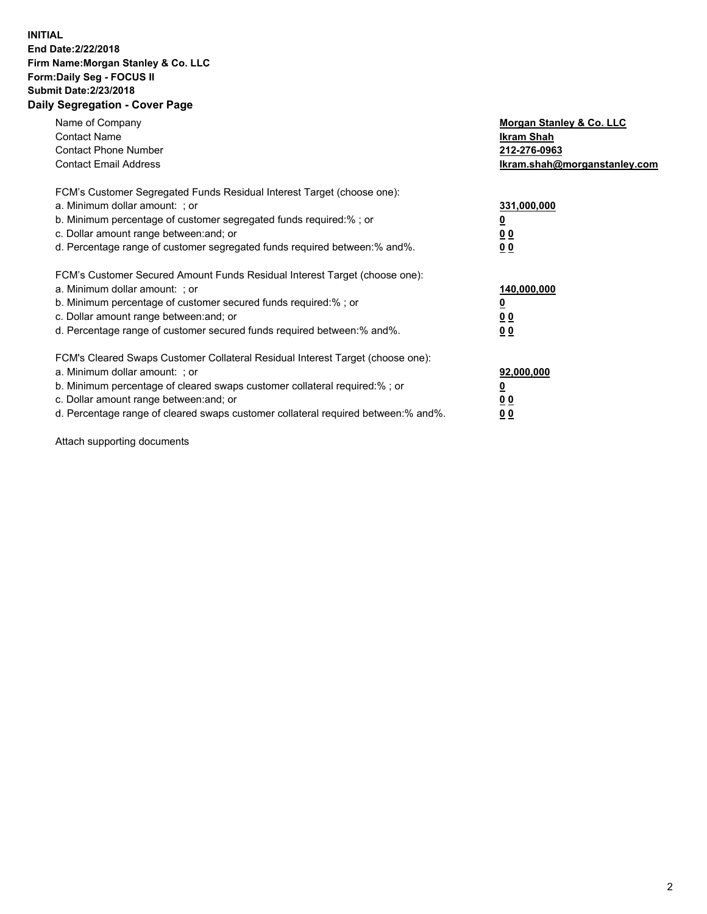**INITIAL**
**End Date:2/22/2018**
**Firm Name:Morgan Stanley & Co. LLC**
**Form:Daily Seg - FOCUS II**
**Submit Date:2/23/2018**
**Daily Segregation - Cover Page**

| | |
|---|---|
| Name of Company | **Morgan Stanley & Co. LLC** |
| Contact Name | **Ikram Shah** |
| Contact Phone Number | **212-276-0963** |
| Contact Email Address | **Ikram.shah@morganstanley.com** |

FCM's Customer Segregated Funds Residual Interest Target (choose one):

| | |
|---|---|
| a. Minimum dollar amount: ; or | **331,000,000** |
| b. Minimum percentage of customer segregated funds required:% ; or | **0** |
| c. Dollar amount range between:and; or | **0 0** |
| d. Percentage range of customer segregated funds required between:% and%. | **0 0** |

FCM's Customer Secured Amount Funds Residual Interest Target (choose one):

| | |
|---|---|
| a. Minimum dollar amount: ; or | **140,000,000** |
| b. Minimum percentage of customer secured funds required:% ; or | **0** |
| c. Dollar amount range between:and; or | **0 0** |
| d. Percentage range of customer secured funds required between:% and%. | **0 0** |

FCM's Cleared Swaps Customer Collateral Residual Interest Target (choose one):

| | |
|---|---|
| a. Minimum dollar amount: ; or | **92,000,000** |
| b. Minimum percentage of cleared swaps customer collateral required:% ; or | **0** |
| c. Dollar amount range between:and; or | **0 0** |
| d. Percentage range of cleared swaps customer collateral required between:% and%. | **0 0** |

Attach supporting documents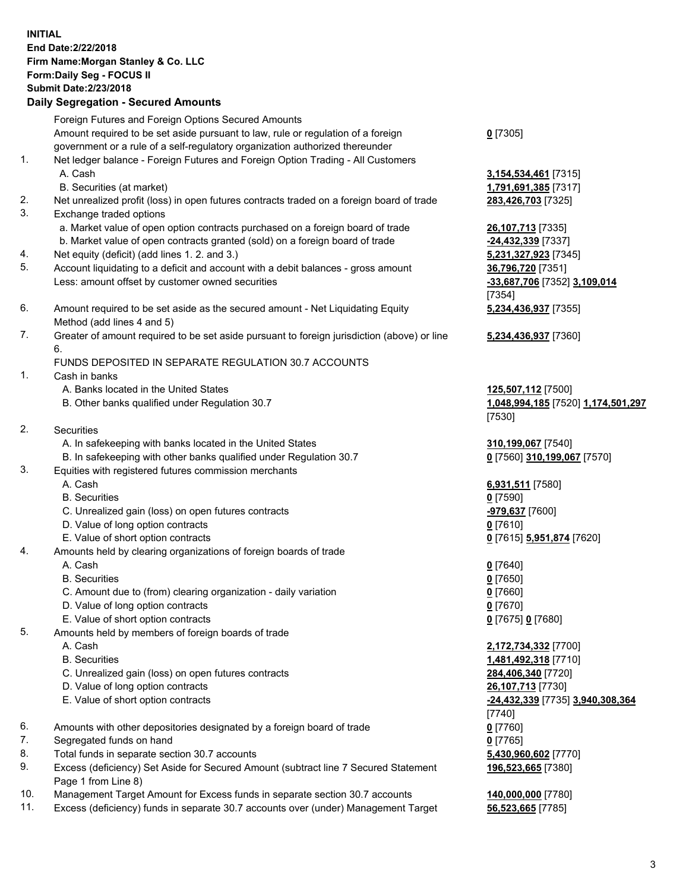**INITIAL**
**End Date:2/22/2018**
**Firm Name:Morgan Stanley & Co. LLC**
**Form:Daily Seg - FOCUS II**
**Submit Date:2/23/2018**
**Daily Segregation - Secured Amounts**

| | | |
|---|---|---|
| | Foreign Futures and Foreign Options Secured Amounts | |
| | Amount required to be set aside pursuant to law, rule or regulation of a foreign government or a rule of a self-regulatory organization authorized thereunder | **0** [7305] |
| 1. | Net ledger balance - Foreign Futures and Foreign Option Trading - All Customers | |
| | A. Cash | **3,154,534,461** [7315] |
| | B. Securities (at market) | **1,791,691,385** [7317] |
| 2. | Net unrealized profit (loss) in open futures contracts traded on a foreign board of trade | **283,426,703** [7325] |
| 3. | Exchange traded options | |
| | a. Market value of open option contracts purchased on a foreign board of trade | **26,107,713** [7335] |
| | b. Market value of open contracts granted (sold) on a foreign board of trade | **-24,432,339** [7337] |
| 4. | Net equity (deficit) (add lines 1. 2. and 3.) | **5,231,327,923** [7345] |
| 5. | Account liquidating to a deficit and account with a debit balances - gross amount | **36,796,720** [7351] |
| | Less: amount offset by customer owned securities | **-33,687,706** [7352] **3,109,014** [7354] |
| 6. | Amount required to be set aside as the secured amount - Net Liquidating Equity Method (add lines 4 and 5) | **5,234,436,937** [7355] |
| 7. | Greater of amount required to be set aside pursuant to foreign jurisdiction (above) or line 6. | **5,234,436,937** [7360] |
| | FUNDS DEPOSITED IN SEPARATE REGULATION 30.7 ACCOUNTS | |
| 1. | Cash in banks | |
| | A. Banks located in the United States | **125,507,112** [7500] |
| | B. Other banks qualified under Regulation 30.7 | **1,048,994,185** [7520] **1,174,501,297** [7530] |
| 2. | Securities | |
| | A. In safekeeping with banks located in the United States | **310,199,067** [7540] |
| | B. In safekeeping with other banks qualified under Regulation 30.7 | **0** [7560] **310,199,067** [7570] |
| 3. | Equities with registered futures commission merchants | |
| | A. Cash | **6,931,511** [7580] |
| | B. Securities | **0** [7590] |
| | C. Unrealized gain (loss) on open futures contracts | **-979,637** [7600] |
| | D. Value of long option contracts | **0** [7610] |
| | E. Value of short option contracts | **0** [7615] **5,951,874** [7620] |
| 4. | Amounts held by clearing organizations of foreign boards of trade | |
| | A. Cash | **0** [7640] |
| | B. Securities | **0** [7650] |
| | C. Amount due to (from) clearing organization - daily variation | **0** [7660] |
| | D. Value of long option contracts | **0** [7670] |
| | E. Value of short option contracts | **0** [7675] **0** [7680] |
| 5. | Amounts held by members of foreign boards of trade | |
| | A. Cash | **2,172,734,332** [7700] |
| | B. Securities | **1,481,492,318** [7710] |
| | C. Unrealized gain (loss) on open futures contracts | **284,406,340** [7720] |
| | D. Value of long option contracts | **26,107,713** [7730] |
| | E. Value of short option contracts | **-24,432,339** [7735] **3,940,308,364** [7740] |
| 6. | Amounts with other depositories designated by a foreign board of trade | **0** [7760] |
| 7. | Segregated funds on hand | **0** [7765] |
| 8. | Total funds in separate section 30.7 accounts | **5,430,960,602** [7770] |
| 9. | Excess (deficiency) Set Aside for Secured Amount (subtract line 7 Secured Statement Page 1 from Line 8) | **196,523,665** [7380] |
| 10. | Management Target Amount for Excess funds in separate section 30.7 accounts | **140,000,000** [7780] |
| 11. | Excess (deficiency) funds in separate 30.7 accounts over (under) Management Target | **56,523,665** [7785] |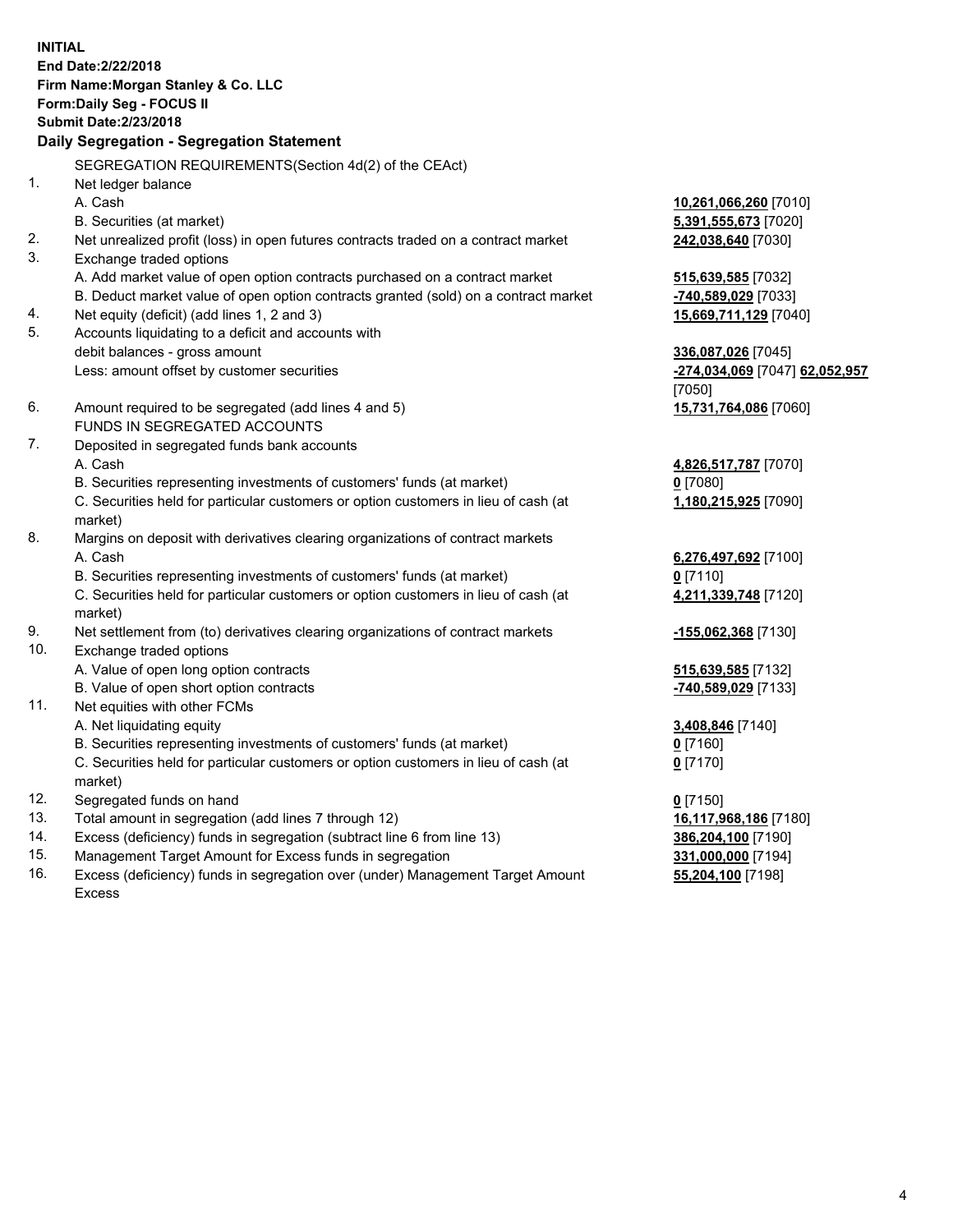**INITIAL**
**End Date:2/22/2018**
**Firm Name:Morgan Stanley & Co. LLC**
**Form:Daily Seg - FOCUS II**
**Submit Date:2/23/2018**
**Daily Segregation - Segregation Statement**

SEGREGATION REQUIREMENTS(Section 4d(2) of the CEAct)

| | | |
|---|---|---|
| 1. | Net ledger balance | |
| | A. Cash | **10,261,066,260** [7010] |
| | B. Securities (at market) | **5,391,555,673** [7020] |
| 2. | Net unrealized profit (loss) in open futures contracts traded on a contract market | **242,038,640** [7030] |
| 3. | Exchange traded options | |
| | A. Add market value of open option contracts purchased on a contract market | **515,639,585** [7032] |
| | B. Deduct market value of open option contracts granted (sold) on a contract market | **-740,589,029** [7033] |
| 4. | Net equity (deficit) (add lines 1, 2 and 3) | **15,669,711,129** [7040] |
| 5. | Accounts liquidating to a deficit and accounts with debit balances - gross amount | **336,087,026** [7045] |
| | Less: amount offset by customer securities | **-274,034,069** [7047] **62,052,957** [7050] |
| 6. | Amount required to be segregated (add lines 4 and 5) | **15,731,764,086** [7060] |
| | FUNDS IN SEGREGATED ACCOUNTS | |
| 7. | Deposited in segregated funds bank accounts | |
| | A. Cash | **4,826,517,787** [7070] |
| | B. Securities representing investments of customers' funds (at market) | **0** [7080] |
| | C. Securities held for particular customers or option customers in lieu of cash (at market) | **1,180,215,925** [7090] |
| 8. | Margins on deposit with derivatives clearing organizations of contract markets | |
| | A. Cash | **6,276,497,692** [7100] |
| | B. Securities representing investments of customers' funds (at market) | **0** [7110] |
| | C. Securities held for particular customers or option customers in lieu of cash (at market) | **4,211,339,748** [7120] |
| 9. | Net settlement from (to) derivatives clearing organizations of contract markets | **-155,062,368** [7130] |
| 10. | Exchange traded options | |
| | A. Value of open long option contracts | **515,639,585** [7132] |
| | B. Value of open short option contracts | **-740,589,029** [7133] |
| 11. | Net equities with other FCMs | |
| | A. Net liquidating equity | **3,408,846** [7140] |
| | B. Securities representing investments of customers' funds (at market) | **0** [7160] |
| | C. Securities held for particular customers or option customers in lieu of cash (at market) | **0** [7170] |
| 12. | Segregated funds on hand | **0** [7150] |
| 13. | Total amount in segregation (add lines 7 through 12) | **16,117,968,186** [7180] |
| 14. | Excess (deficiency) funds in segregation (subtract line 6 from line 13) | **386,204,100** [7190] |
| 15. | Management Target Amount for Excess funds in segregation | **331,000,000** [7194] |
| 16. | Excess (deficiency) funds in segregation over (under) Management Target Amount Excess | **55,204,100** [7198] |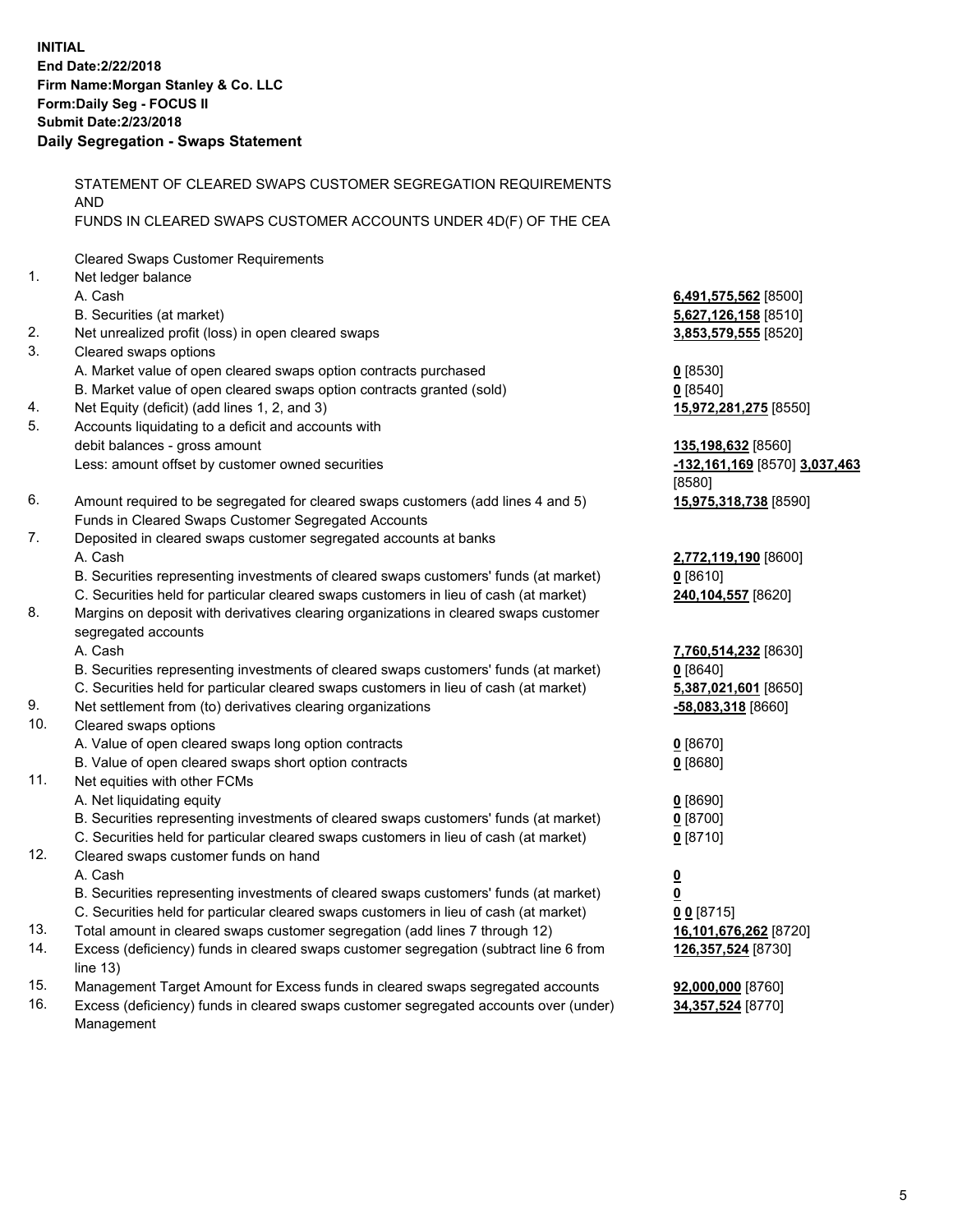**INITIAL**
**End Date:2/22/2018**
**Firm Name:Morgan Stanley & Co. LLC**
**Form:Daily Seg - FOCUS II**
**Submit Date:2/23/2018**
**Daily Segregation - Swaps Statement**

STATEMENT OF CLEARED SWAPS CUSTOMER SEGREGATION REQUIREMENTS AND FUNDS IN CLEARED SWAPS CUSTOMER ACCOUNTS UNDER 4D(F) OF THE CEA

| | | |
|---|---|---|
| | Cleared Swaps Customer Requirements | |
| 1. | Net ledger balance | |
| | A. Cash | **6,491,575,562** [8500] |
| | B. Securities (at market) | **5,627,126,158** [8510] |
| 2. | Net unrealized profit (loss) in open cleared swaps | **3,853,579,555** [8520] |
| 3. | Cleared swaps options | |
| | A. Market value of open cleared swaps option contracts purchased | **0** [8530] |
| | B. Market value of open cleared swaps option contracts granted (sold) | **0** [8540] |
| 4. | Net Equity (deficit) (add lines 1, 2, and 3) | **15,972,281,275** [8550] |
| 5. | Accounts liquidating to a deficit and accounts with debit balances - gross amount | **135,198,632** [8560] |
| | Less: amount offset by customer owned securities | **-132,161,169** [8570] **3,037,463** [8580] |
| 6. | Amount required to be segregated for cleared swaps customers (add lines 4 and 5) | **15,975,318,738** [8590] |
| | Funds in Cleared Swaps Customer Segregated Accounts | |
| 7. | Deposited in cleared swaps customer segregated accounts at banks | |
| | A. Cash | **2,772,119,190** [8600] |
| | B. Securities representing investments of cleared swaps customers' funds (at market) | **0** [8610] |
| | C. Securities held for particular cleared swaps customers in lieu of cash (at market) | **240,104,557** [8620] |
| 8. | Margins on deposit with derivatives clearing organizations in cleared swaps customer segregated accounts | |
| | A. Cash | **7,760,514,232** [8630] |
| | B. Securities representing investments of cleared swaps customers' funds (at market) | **0** [8640] |
| | C. Securities held for particular cleared swaps customers in lieu of cash (at market) | **5,387,021,601** [8650] |
| 9. | Net settlement from (to) derivatives clearing organizations | **-58,083,318** [8660] |
| 10. | Cleared swaps options | |
| | A. Value of open cleared swaps long option contracts | **0** [8670] |
| | B. Value of open cleared swaps short option contracts | **0** [8680] |
| 11. | Net equities with other FCMs | |
| | A. Net liquidating equity | **0** [8690] |
| | B. Securities representing investments of cleared swaps customers' funds (at market) | **0** [8700] |
| | C. Securities held for particular cleared swaps customers in lieu of cash (at market) | **0** [8710] |
| 12. | Cleared swaps customer funds on hand | |
| | A. Cash | **0** |
| | B. Securities representing investments of cleared swaps customers' funds (at market) | **0** |
| | C. Securities held for particular cleared swaps customers in lieu of cash (at market) | **0** **0** [8715] |
| 13. | Total amount in cleared swaps customer segregation (add lines 7 through 12) | **16,101,676,262** [8720] |
| 14. | Excess (deficiency) funds in cleared swaps customer segregation (subtract line 6 from line 13) | **126,357,524** [8730] |
| 15. | Management Target Amount for Excess funds in cleared swaps segregated accounts | **92,000,000** [8760] |
| 16. | Excess (deficiency) funds in cleared swaps customer segregated accounts over (under) Management | **34,357,524** [8770] |